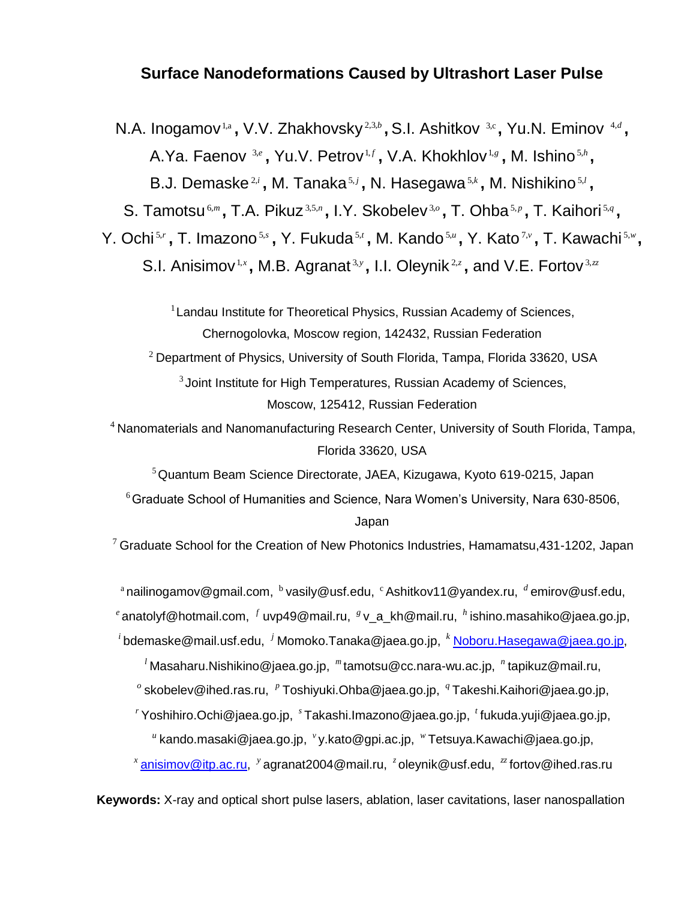# Surface Nanodeformations Caused by Ultrashort Laser Pulse

N.A. Inogamov[1,a], V.V. Zhakhovsky[2,3,b], S.I. Ashitkov[3,c], Yu.N. Emirov[4,d], A.Ya. Faenov[3,e], Yu.V. Petrov[1,f], V.A. Khokhlov[1,g], M. Ishino[5,h], B.J. Demaske[2,i], M. Tanaka[5,j], N. Hasegawa[5,k], M. Nishikino[5,l], S. Tamotsu[6,m], T.A. Pikuz[3,5,n], I.Y. Skobelev[3,o], T. Ohba[5,p], T. Kaihori[5,q], Y. Ochi[5,r], T. Imazono[5,s], Y. Fukuda[5,t], M. Kando[5,u], Y. Kato[7,v], T. Kawachi[5,w], S.I. Anisimov[1,x], M.B. Agranat[3,y], I.I. Oleynik[2,z], and V.E. Fortov[3,zz]

[1] Landau Institute for Theoretical Physics, Russian Academy of Sciences, Chernogolovka, Moscow region, 142432, Russian Federation

[2] Department of Physics, University of South Florida, Tampa, Florida 33620, USA

[3] Joint Institute for High Temperatures, Russian Academy of Sciences, Moscow, 125412, Russian Federation

[4] Nanomaterials and Nanomanufacturing Research Center, University of South Florida, Tampa, Florida 33620, USA

[5] Quantum Beam Science Directorate, JAEA, Kizugawa, Kyoto 619-0215, Japan

[6] Graduate School of Humanities and Science, Nara Women's University, Nara 630-8506, Japan

[7] Graduate School for the Creation of New Photonics Industries, Hamamatsu,431-1202, Japan

[a] nailinogamov@gmail.com, [b] vasily@usf.edu, [c] Ashitkov11@yandex.ru, [d] emirov@usf.edu, [e] anatolyf@hotmail.com, [f] uvp49@mail.ru, [g] v_a_kh@mail.ru, [h] ishino.masahiko@jaea.go.jp, [i] bdemaske@mail.usf.edu, [j] Momoko.Tanaka@jaea.go.jp, [k] Noboru.Hasegawa@jaea.go.jp, [l] Masaharu.Nishikino@jaea.go.jp, [m] tamotsu@cc.nara-wu.ac.jp, [n] tapikuz@mail.ru, [o] skobelev@ihed.ras.ru, [p] Toshiyuki.Ohba@jaea.go.jp, [q] Takeshi.Kaihori@jaea.go.jp, [r] Yoshihiro.Ochi@jaea.go.jp, [s] Takashi.Imazono@jaea.go.jp, [t] fukuda.yuji@jaea.go.jp, [u] kando.masaki@jaea.go.jp, [v] y.kato@gpi.ac.jp, [w] Tetsuya.Kawachi@jaea.go.jp, [x] anisimov@itp.ac.ru, [y] agranat2004@mail.ru, [z] oleynik@usf.edu, [zz] fortov@ihed.ras.ru

**Keywords:** X-ray and optical short pulse lasers, ablation, laser cavitations, laser nanospallation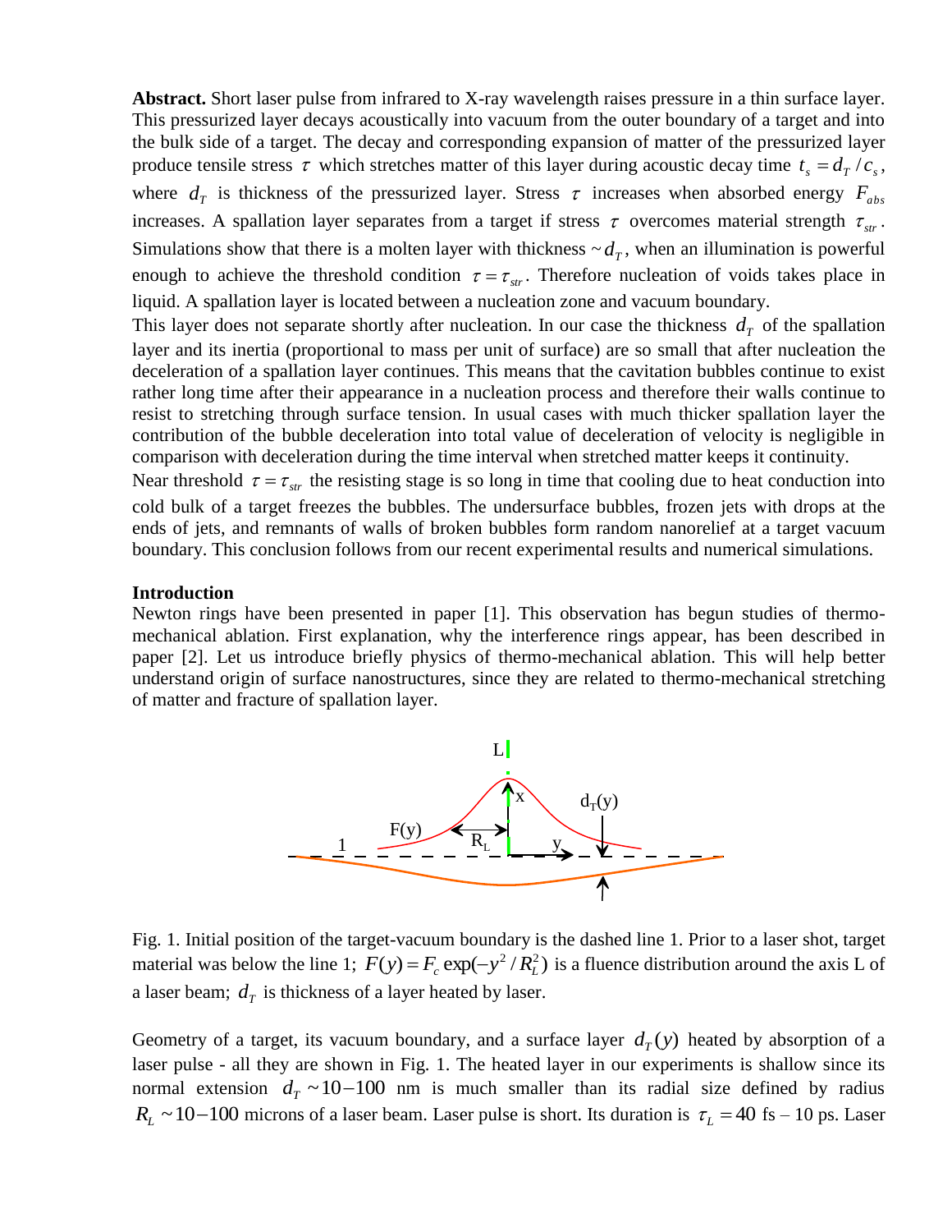**Abstract.** Short laser pulse from infrared to X-ray wavelength raises pressure in a thin surface layer. This pressurized layer decays acoustically into vacuum from the outer boundary of a target and into the bulk side of a target. The decay and corresponding expansion of matter of the pressurized layer produce tensile stress $\tau$ which stretches matter of this layer during acoustic decay time $t_s = d_T / c_s$, where $d_T$ is thickness of the pressurized layer. Stress $\tau$ increases when absorbed energy $F_{abs}$ increases. A spallation layer separates from a target if stress $\tau$ overcomes material strength $\tau_{str}$. Simulations show that there is a molten layer with thickness $\sim d_T$, when an illumination is powerful enough to achieve the threshold condition $\tau = \tau_{str}$. Therefore nucleation of voids takes place in liquid. A spallation layer is located between a nucleation zone and vacuum boundary.

This layer does not separate shortly after nucleation. In our case the thickness $d_T$ of the spallation layer and its inertia (proportional to mass per unit of surface) are so small that after nucleation the deceleration of a spallation layer continues. This means that the cavitation bubbles continue to exist rather long time after their appearance in a nucleation process and therefore their walls continue to resist to stretching through surface tension. In usual cases with much thicker spallation layer the contribution of the bubble deceleration into total value of deceleration of velocity is negligible in comparison with deceleration during the time interval when stretched matter keeps it continuity.

Near threshold $\tau = \tau_{str}$ the resisting stage is so long in time that cooling due to heat conduction into cold bulk of a target freezes the bubbles. The undersurface bubbles, frozen jets with drops at the ends of jets, and remnants of walls of broken bubbles form random nanorelief at a target vacuum boundary. This conclusion follows from our recent experimental results and numerical simulations.

## Introduction

Newton rings have been presented in paper [1]. This observation has begun studies of thermo-mechanical ablation. First explanation, why the interference rings appear, has been described in paper [2]. Let us introduce briefly physics of thermo-mechanical ablation. This will help better understand origin of surface nanostructures, since they are related to thermo-mechanical stretching of matter and fracture of spallation layer.

Fig. 1. Initial position of the target-vacuum boundary is the dashed line 1. Prior to a laser shot, target material was below the line 1; $F(y) = F_c \exp(-y^2 / R_L^2)$ is a fluence distribution around the axis L of a laser beam; $d_T$ is thickness of a layer heated by laser.

Geometry of a target, its vacuum boundary, and a surface layer $d_T(y)$ heated by absorption of a laser pulse - all they are shown in Fig. 1. The heated layer in our experiments is shallow since its normal extension $d_T \sim 10-100$ nm is much smaller than its radial size defined by radius $R_L \sim 10-100$ microns of a laser beam. Laser pulse is short. Its duration is $\tau_L = 40$ fs – 10 ps. Laser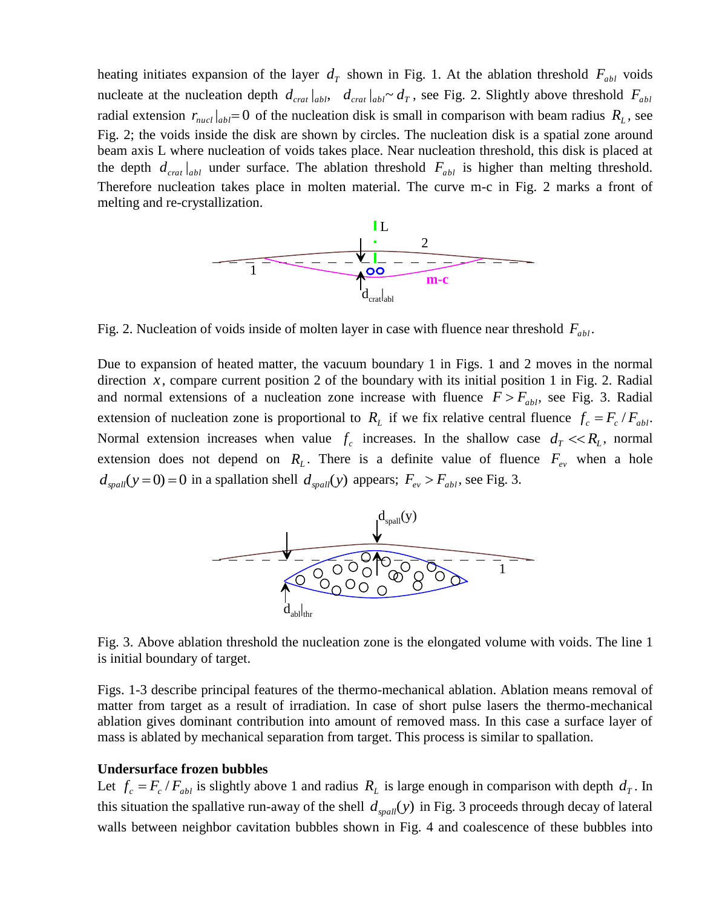heating initiates expansion of the layer $d_T$ shown in Fig. 1. At the ablation threshold $F_{abl}$ voids nucleate at the nucleation depth $d_{crat}|_{abl}$, $d_{crat}|_{abl} \sim d_T$, see Fig. 2. Slightly above threshold $F_{abl}$ radial extension $r_{nucl}|_{abl}=0$ of the nucleation disk is small in comparison with beam radius $R_L$, see Fig. 2; the voids inside the disk are shown by circles. The nucleation disk is a spatial zone around beam axis L where nucleation of voids takes place. Near nucleation threshold, this disk is placed at the depth $d_{crat}|_{abl}$ under surface. The ablation threshold $F_{abl}$ is higher than melting threshold. Therefore nucleation takes place in molten material. The curve m-c in Fig. 2 marks a front of melting and re-crystallization.

Fig. 2. Nucleation of voids inside of molten layer in case with fluence near threshold $F_{abl}$.

Due to expansion of heated matter, the vacuum boundary 1 in Figs. 1 and 2 moves in the normal direction $x$, compare current position 2 of the boundary with its initial position 1 in Fig. 2. Radial and normal extensions of a nucleation zone increase with fluence $F > F_{abl}$, see Fig. 3. Radial extension of nucleation zone is proportional to $R_L$ if we fix relative central fluence $f_c = F_c / F_{abl}$. Normal extension increases when value $f_c$ increases. In the shallow case $d_T << R_L$, normal extension does not depend on $R_L$. There is a definite value of fluence $F_{ev}$ when a hole $d_{spall}(y=0)=0$ in a spallation shell $d_{spall}(y)$ appears; $F_{ev} > F_{abl}$, see Fig. 3.

Fig. 3. Above ablation threshold the nucleation zone is the elongated volume with voids. The line 1 is initial boundary of target.

Figs. 1-3 describe principal features of the thermo-mechanical ablation. Ablation means removal of matter from target as a result of irradiation. In case of short pulse lasers the thermo-mechanical ablation gives dominant contribution into amount of removed mass. In this case a surface layer of mass is ablated by mechanical separation from target. This process is similar to spallation.

**Undersurface frozen bubbles**

Let $f_c = F_c / F_{abl}$ is slightly above 1 and radius $R_L$ is large enough in comparison with depth $d_T$. In this situation the spallative run-away of the shell $d_{spall}(y)$ in Fig. 3 proceeds through decay of lateral walls between neighbor cavitation bubbles shown in Fig. 4 and coalescence of these bubbles into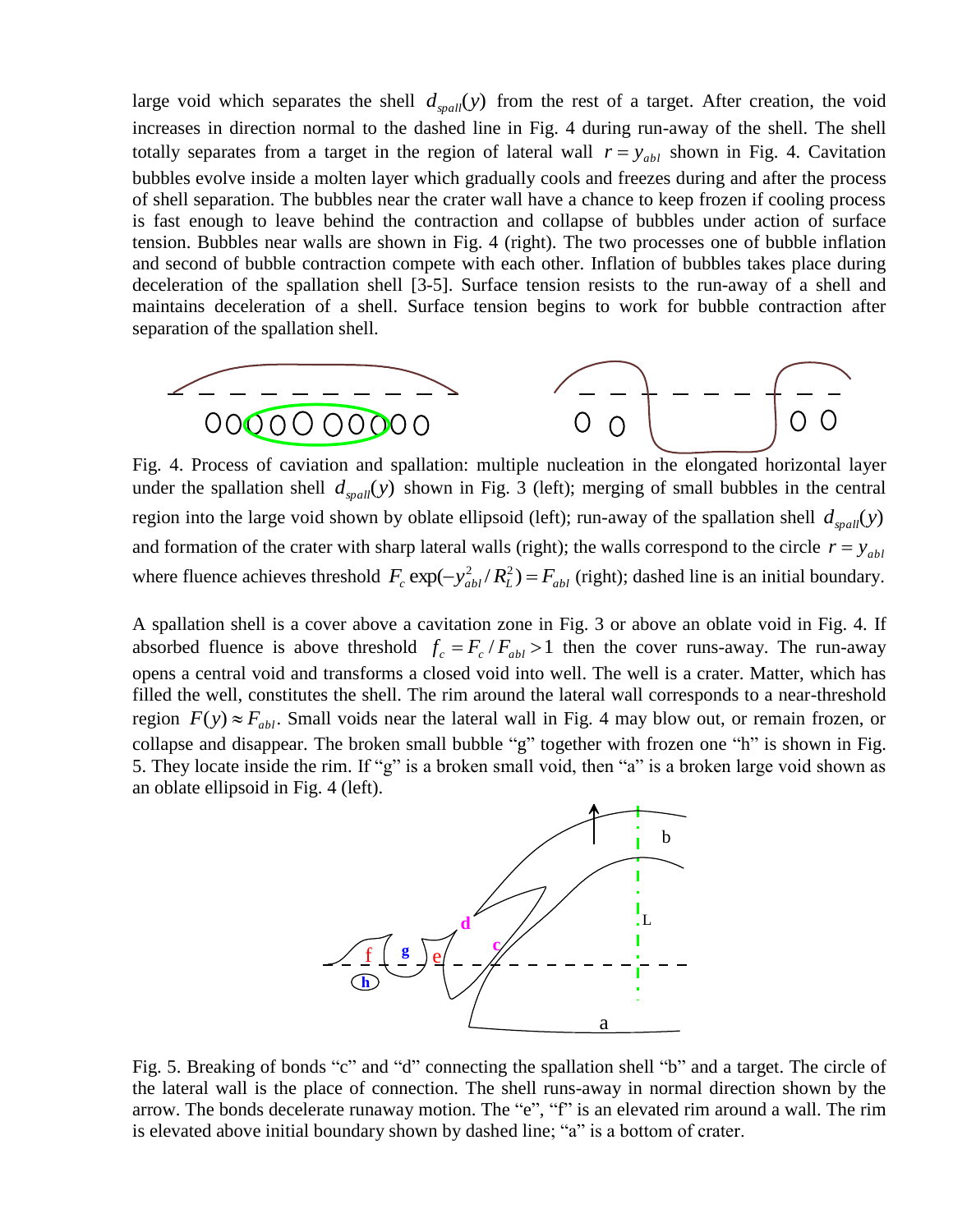large void which separates the shell $d_{spall}(y)$ from the rest of a target. After creation, the void increases in direction normal to the dashed line in Fig. 4 during run-away of the shell. The shell totally separates from a target in the region of lateral wall $r = y_{abl}$ shown in Fig. 4. Cavitation bubbles evolve inside a molten layer which gradually cools and freezes during and after the process of shell separation. The bubbles near the crater wall have a chance to keep frozen if cooling process is fast enough to leave behind the contraction and collapse of bubbles under action of surface tension. Bubbles near walls are shown in Fig. 4 (right). The two processes one of bubble inflation and second of bubble contraction compete with each other. Inflation of bubbles takes place during deceleration of the spallation shell [3-5]. Surface tension resists to the run-away of a shell and maintains deceleration of a shell. Surface tension begins to work for bubble contraction after separation of the spallation shell.

Fig. 4. Process of caviation and spallation: multiple nucleation in the elongated horizontal layer under the spallation shell $d_{spall}(y)$ shown in Fig. 3 (left); merging of small bubbles in the central region into the large void shown by oblate ellipsoid (left); run-away of the spallation shell $d_{spall}(y)$ and formation of the crater with sharp lateral walls (right); the walls correspond to the circle $r = y_{abl}$ where fluence achieves threshold $F_c \exp(-y_{abl}^2 / R_L^2) = F_{abl}$ (right); dashed line is an initial boundary.

A spallation shell is a cover above a cavitation zone in Fig. 3 or above an oblate void in Fig. 4. If absorbed fluence is above threshold $f_c = F_c / F_{abl} > 1$ then the cover runs-away. The run-away opens a central void and transforms a closed void into well. The well is a crater. Matter, which has filled the well, constitutes the shell. The rim around the lateral wall corresponds to a near-threshold region $F(y) \approx F_{abl}$. Small voids near the lateral wall in Fig. 4 may blow out, or remain frozen, or collapse and disappear. The broken small bubble "g" together with frozen one "h" is shown in Fig. 5. They locate inside the rim. If "g" is a broken small void, then "a" is a broken large void shown as an oblate ellipsoid in Fig. 4 (left).

Fig. 5. Breaking of bonds "c" and "d" connecting the spallation shell "b" and a target. The circle of the lateral wall is the place of connection. The shell runs-away in normal direction shown by the arrow. The bonds decelerate runaway motion. The "e", "f" is an elevated rim around a wall. The rim is elevated above initial boundary shown by dashed line; "a" is a bottom of crater.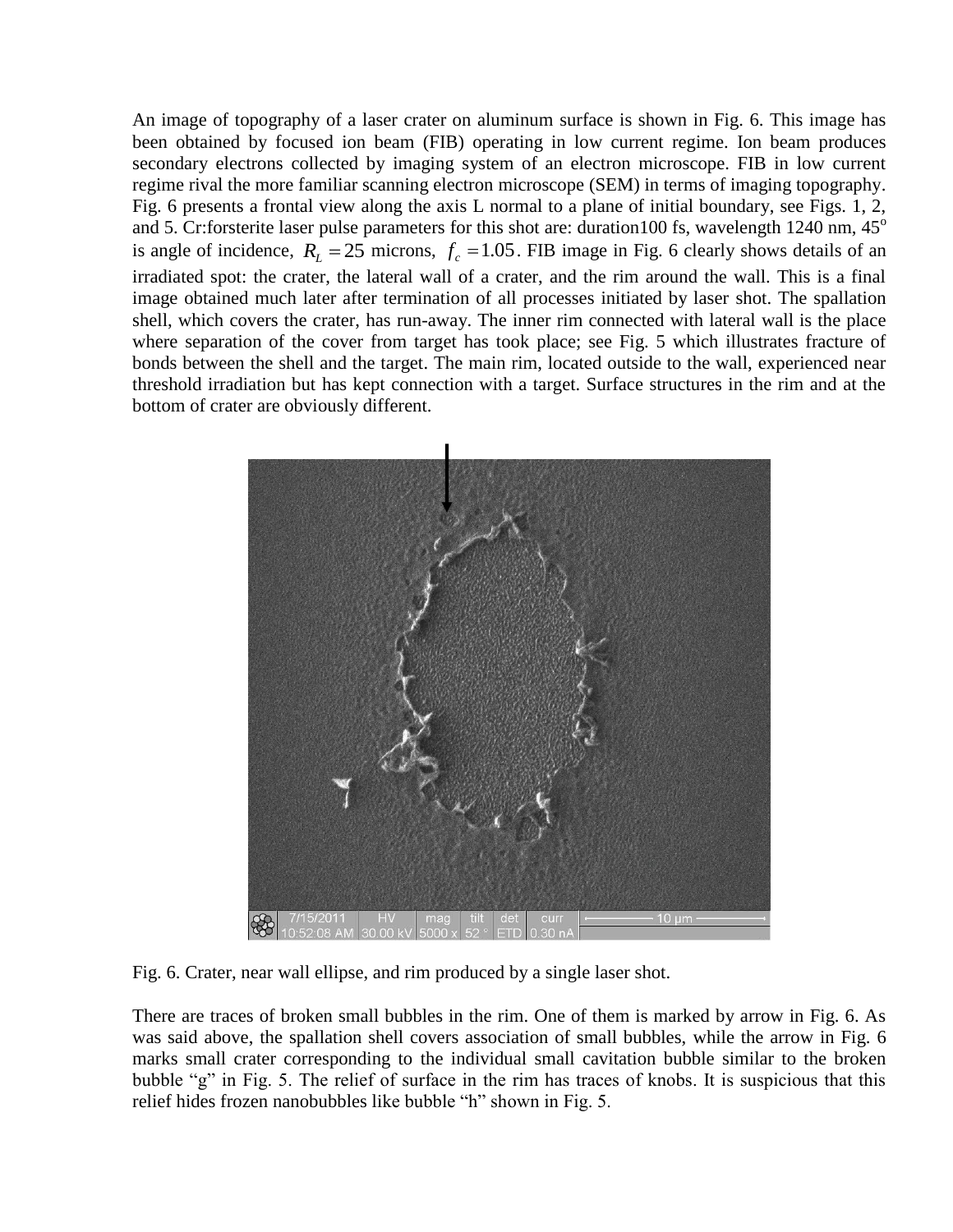An image of topography of a laser crater on aluminum surface is shown in Fig. 6. This image has been obtained by focused ion beam (FIB) operating in low current regime. Ion beam produces secondary electrons collected by imaging system of an electron microscope. FIB in low current regime rival the more familiar scanning electron microscope (SEM) in terms of imaging topography. Fig. 6 presents a frontal view along the axis L normal to a plane of initial boundary, see Figs. 1, 2, and 5. Cr:forsterite laser pulse parameters for this shot are: duration100 fs, wavelength 1240 nm, 45$^{o}$ is angle of incidence, $R_L = 25$ microns, $f_c = 1.05$. FIB image in Fig. 6 clearly shows details of an irradiated spot: the crater, the lateral wall of a crater, and the rim around the wall. This is a final image obtained much later after termination of all processes initiated by laser shot. The spallation shell, which covers the crater, has run-away. The inner rim connected with lateral wall is the place where separation of the cover from target has took place; see Fig. 5 which illustrates fracture of bonds between the shell and the target. The main rim, located outside to the wall, experienced near threshold irradiation but has kept connection with a target. Surface structures in the rim and at the bottom of crater are obviously different.

Fig. 6. Crater, near wall ellipse, and rim produced by a single laser shot.

There are traces of broken small bubbles in the rim. One of them is marked by arrow in Fig. 6. As was said above, the spallation shell covers association of small bubbles, while the arrow in Fig. 6 marks small crater corresponding to the individual small cavitation bubble similar to the broken bubble "g" in Fig. 5. The relief of surface in the rim has traces of knobs. It is suspicious that this relief hides frozen nanobubbles like bubble "h" shown in Fig. 5.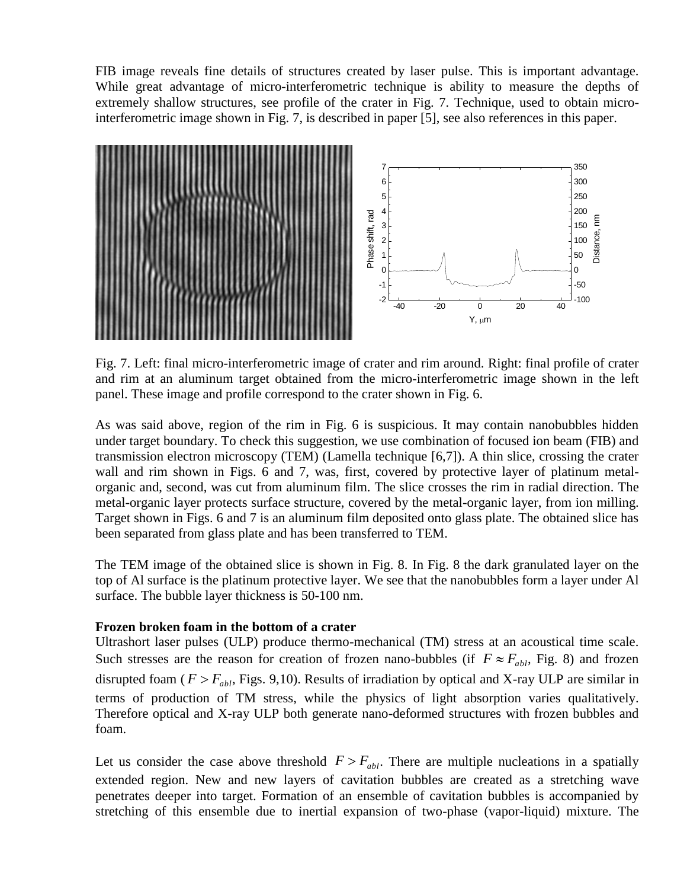FIB image reveals fine details of structures created by laser pulse. This is important advantage. While great advantage of micro-interferometric technique is ability to measure the depths of extremely shallow structures, see profile of the crater in Fig. 7. Technique, used to obtain micro-interferometric image shown in Fig. 7, is described in paper [5], see also references in this paper.

Fig. 7. Left: final micro-interferometric image of crater and rim around. Right: final profile of crater and rim at an aluminum target obtained from the micro-interferometric image shown in the left panel. These image and profile correspond to the crater shown in Fig. 6.

As was said above, region of the rim in Fig. 6 is suspicious. It may contain nanobubbles hidden under target boundary. To check this suggestion, we use combination of focused ion beam (FIB) and transmission electron microscopy (TEM) (Lamella technique [6,7]). A thin slice, crossing the crater wall and rim shown in Figs. 6 and 7, was, first, covered by protective layer of platinum metal-organic and, second, was cut from aluminum film. The slice crosses the rim in radial direction. The metal-organic layer protects surface structure, covered by the metal-organic layer, from ion milling. Target shown in Figs. 6 and 7 is an aluminum film deposited onto glass plate. The obtained slice has been separated from glass plate and has been transferred to TEM.

The TEM image of the obtained slice is shown in Fig. 8. In Fig. 8 the dark granulated layer on the top of Al surface is the platinum protective layer. We see that the nanobubbles form a layer under Al surface. The bubble layer thickness is 50-100 nm.

**Frozen broken foam in the bottom of a crater**

Ultrashort laser pulses (ULP) produce thermo-mechanical (TM) stress at an acoustical time scale. Such stresses are the reason for creation of frozen nano-bubbles (if $F \approx F_{abl}$, Fig. 8) and frozen disrupted foam ($F > F_{abl}$, Figs. 9,10). Results of irradiation by optical and X-ray ULP are similar in terms of production of TM stress, while the physics of light absorption varies qualitatively. Therefore optical and X-ray ULP both generate nano-deformed structures with frozen bubbles and foam.

Let us consider the case above threshold $F > F_{abl}$. There are multiple nucleations in a spatially extended region. New and new layers of cavitation bubbles are created as a stretching wave penetrates deeper into target. Formation of an ensemble of cavitation bubbles is accompanied by stretching of this ensemble due to inertial expansion of two-phase (vapor-liquid) mixture. The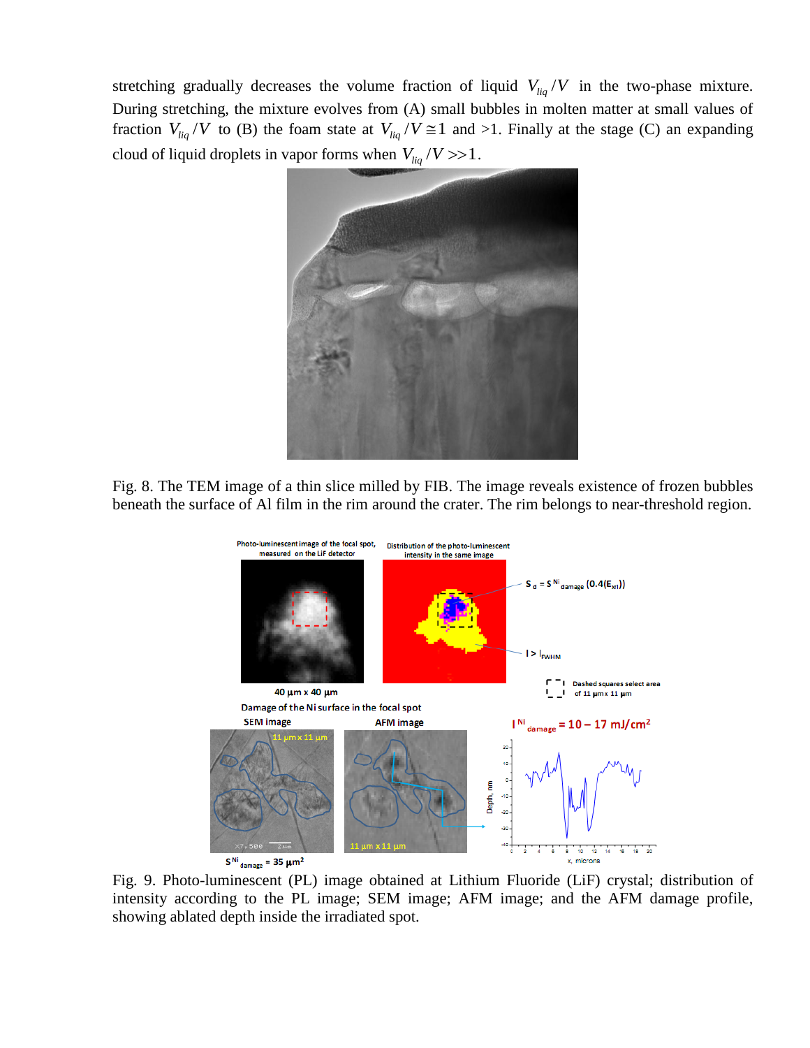stretching gradually decreases the volume fraction of liquid $V_{liq}/V$ in the two-phase mixture. During stretching, the mixture evolves from (A) small bubbles in molten matter at small values of fraction $V_{liq}/V$ to (B) the foam state at $V_{liq}/V \cong 1$ and >1. Finally at the stage (C) an expanding cloud of liquid droplets in vapor forms when $V_{liq}/V >> 1$.

Fig. 8. The TEM image of a thin slice milled by FIB. The image reveals existence of frozen bubbles beneath the surface of Al film in the rim around the crater. The rim belongs to near-threshold region.

Fig. 9. Photo-luminescent (PL) image obtained at Lithium Fluoride (LiF) crystal; distribution of intensity according to the PL image; SEM image; AFM image; and the AFM damage profile, showing ablated depth inside the irradiated spot.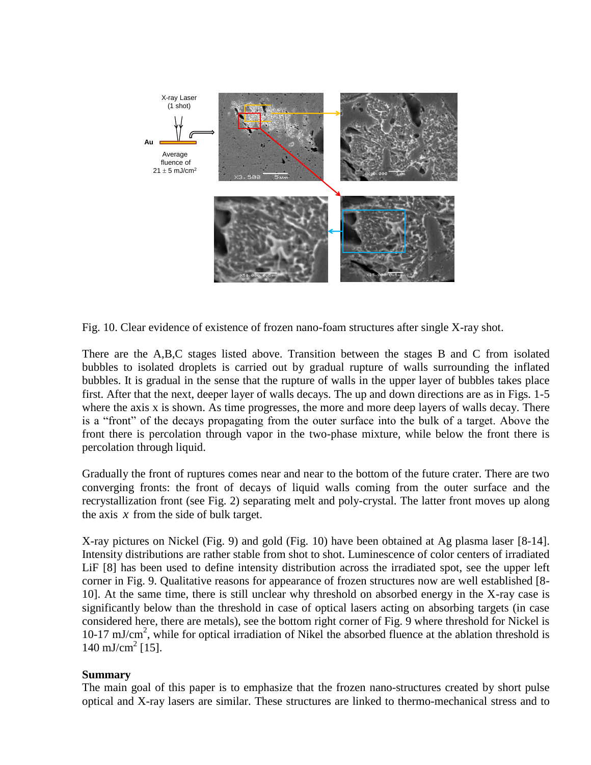Fig. 10. Clear evidence of existence of frozen nano-foam structures after single X-ray shot.

There are the A,B,C stages listed above. Transition between the stages B and C from isolated bubbles to isolated droplets is carried out by gradual rupture of walls surrounding the inflated bubbles. It is gradual in the sense that the rupture of walls in the upper layer of bubbles takes place first. After that the next, deeper layer of walls decays. The up and down directions are as in Figs. 1-5 where the axis x is shown. As time progresses, the more and more deep layers of walls decay. There is a "front" of the decays propagating from the outer surface into the bulk of a target. Above the front there is percolation through vapor in the two-phase mixture, while below the front there is percolation through liquid.

Gradually the front of ruptures comes near and near to the bottom of the future crater. There are two converging fronts: the front of decays of liquid walls coming from the outer surface and the recrystallization front (see Fig. 2) separating melt and poly-crystal. The latter front moves up along the axis $x$ from the side of bulk target.

X-ray pictures on Nickel (Fig. 9) and gold (Fig. 10) have been obtained at Ag plasma laser [8-14]. Intensity distributions are rather stable from shot to shot. Luminescence of color centers of irradiated LiF [8] has been used to define intensity distribution across the irradiated spot, see the upper left corner in Fig. 9. Qualitative reasons for appearance of frozen structures now are well established [8-10]. At the same time, there is still unclear why threshold on absorbed energy in the X-ray case is significantly below than the threshold in case of optical lasers acting on absorbing targets (in case considered here, there are metals), see the bottom right corner of Fig. 9 where threshold for Nickel is 10-17 mJ/cm$^2$, while for optical irradiation of Nikel the absorbed fluence at the ablation threshold is 140 mJ/cm$^2$ [15].

**Summary**

The main goal of this paper is to emphasize that the frozen nano-structures created by short pulse optical and X-ray lasers are similar. These structures are linked to thermo-mechanical stress and to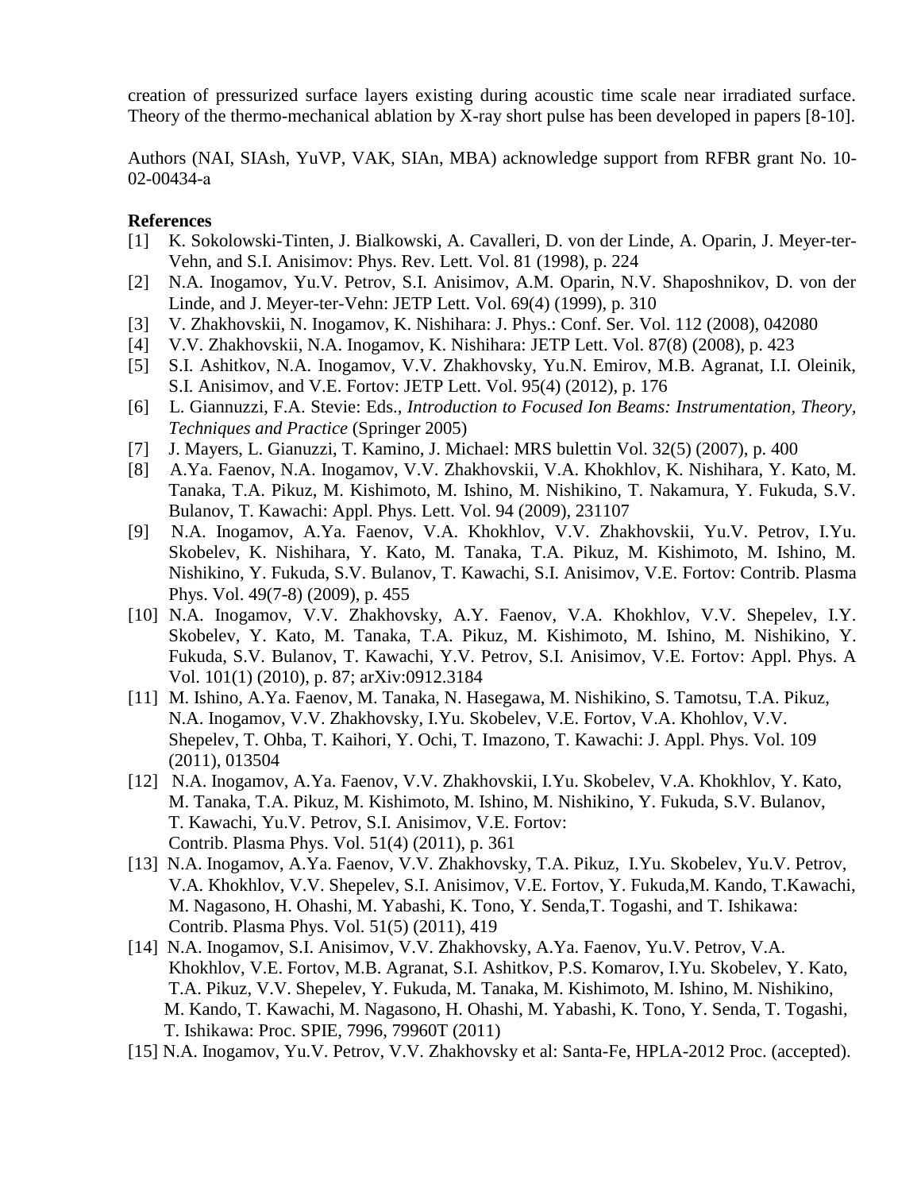creation of pressurized surface layers existing during acoustic time scale near irradiated surface. Theory of the thermo-mechanical ablation by X-ray short pulse has been developed in papers [8-10].

Authors (NAI, SIAsh, YuVP, VAK, SIAn, MBA) acknowledge support from RFBR grant No. 10-02-00434-a

**References**

[1] K. Sokolowski-Tinten, J. Bialkowski, A. Cavalleri, D. von der Linde, A. Oparin, J. Meyer-ter-Vehn, and S.I. Anisimov: Phys. Rev. Lett. Vol. 81 (1998), p. 224

[2] N.A. Inogamov, Yu.V. Petrov, S.I. Anisimov, A.M. Oparin, N.V. Shaposhnikov, D. von der Linde, and J. Meyer-ter-Vehn: JETP Lett. Vol. 69(4) (1999), p. 310

[3] V. Zhakhovskii, N. Inogamov, K. Nishihara: J. Phys.: Conf. Ser. Vol. 112 (2008), 042080

[4] V.V. Zhakhovskii, N.A. Inogamov, K. Nishihara: JETP Lett. Vol. 87(8) (2008), p. 423

[5] S.I. Ashitkov, N.A. Inogamov, V.V. Zhakhovsky, Yu.N. Emirov, M.B. Agranat, I.I. Oleinik, S.I. Anisimov, and V.E. Fortov: JETP Lett. Vol. 95(4) (2012), p. 176

[6] L. Giannuzzi, F.A. Stevie: Eds., *Introduction to Focused Ion Beams: Instrumentation, Theory, Techniques and Practice* (Springer 2005)

[7] J. Mayers, L. Gianuzzi, T. Kamino, J. Michael: MRS bulettin Vol. 32(5) (2007), p. 400

[8] A.Ya. Faenov, N.A. Inogamov, V.V. Zhakhovskii, V.A. Khokhlov, K. Nishihara, Y. Kato, M. Tanaka, T.A. Pikuz, M. Kishimoto, M. Ishino, M. Nishikino, T. Nakamura, Y. Fukuda, S.V. Bulanov, T. Kawachi: Appl. Phys. Lett. Vol. 94 (2009), 231107

[9] N.A. Inogamov, A.Ya. Faenov, V.A. Khokhlov, V.V. Zhakhovskii, Yu.V. Petrov, I.Yu. Skobelev, K. Nishihara, Y. Kato, M. Tanaka, T.A. Pikuz, M. Kishimoto, M. Ishino, M. Nishikino, Y. Fukuda, S.V. Bulanov, T. Kawachi, S.I. Anisimov, V.E. Fortov: Contrib. Plasma Phys. Vol. 49(7-8) (2009), p. 455

[10] N.A. Inogamov, V.V. Zhakhovsky, A.Y. Faenov, V.A. Khokhlov, V.V. Shepelev, I.Y. Skobelev, Y. Kato, M. Tanaka, T.A. Pikuz, M. Kishimoto, M. Ishino, M. Nishikino, Y. Fukuda, S.V. Bulanov, T. Kawachi, Y.V. Petrov, S.I. Anisimov, V.E. Fortov: Appl. Phys. A Vol. 101(1) (2010), p. 87; arXiv:0912.3184

[11] M. Ishino, A.Ya. Faenov, M. Tanaka, N. Hasegawa, M. Nishikino, S. Tamotsu, T.A. Pikuz, N.A. Inogamov, V.V. Zhakhovsky, I.Yu. Skobelev, V.E. Fortov, V.A. Khohlov, V.V. Shepelev, T. Ohba, T. Kaihori, Y. Ochi, T. Imazono, T. Kawachi: J. Appl. Phys. Vol. 109 (2011), 013504

[12] N.A. Inogamov, A.Ya. Faenov, V.V. Zhakhovskii, I.Yu. Skobelev, V.A. Khokhlov, Y. Kato, M. Tanaka, T.A. Pikuz, M. Kishimoto, M. Ishino, M. Nishikino, Y. Fukuda, S.V. Bulanov, T. Kawachi, Yu.V. Petrov, S.I. Anisimov, V.E. Fortov: Contrib. Plasma Phys. Vol. 51(4) (2011), p. 361

[13] N.A. Inogamov, A.Ya. Faenov, V.V. Zhakhovsky, T.A. Pikuz, I.Yu. Skobelev, Yu.V. Petrov, V.A. Khokhlov, V.V. Shepelev, S.I. Anisimov, V.E. Fortov, Y. Fukuda,M. Kando, T.Kawachi, M. Nagasono, H. Ohashi, M. Yabashi, K. Tono, Y. Senda,T. Togashi, and T. Ishikawa: Contrib. Plasma Phys. Vol. 51(5) (2011), 419

[14] N.A. Inogamov, S.I. Anisimov, V.V. Zhakhovsky, A.Ya. Faenov, Yu.V. Petrov, V.A. Khokhlov, V.E. Fortov, M.B. Agranat, S.I. Ashitkov, P.S. Komarov, I.Yu. Skobelev, Y. Kato, T.A. Pikuz, V.V. Shepelev, Y. Fukuda, M. Tanaka, M. Kishimoto, M. Ishino, M. Nishikino, M. Kando, T. Kawachi, M. Nagasono, H. Ohashi, M. Yabashi, K. Tono, Y. Senda, T. Togashi, T. Ishikawa: Proc. SPIE, 7996, 79960T (2011)

[15] N.A. Inogamov, Yu.V. Petrov, V.V. Zhakhovsky et al: Santa-Fe, HPLA-2012 Proc. (accepted).